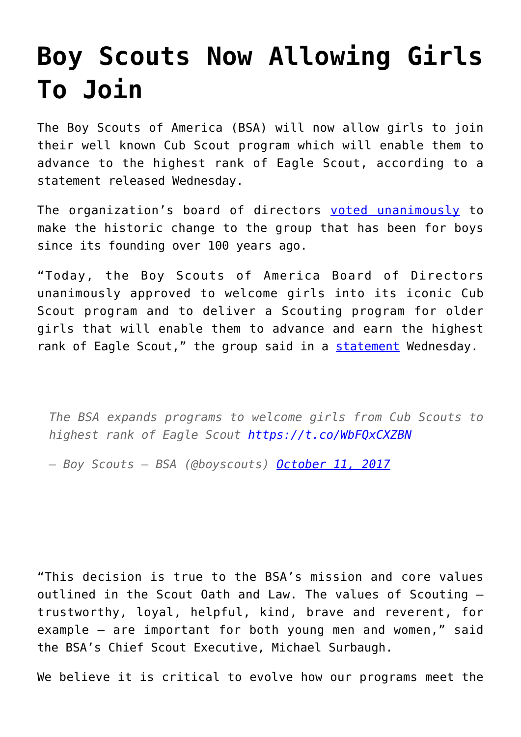# Boy Scouts Now Allowing Girls To Join

The Boy Scouts of America (BSA) will now allow girls to join their well known Cub Scout program which will enable them to advance to the highest rank of Eagle Scout, according to a statement released Wednesday.

The organization's board of directors [voted unanimously]() to make the historic change to the group that has been for boys since its founding over 100 years ago.

"Today, the Boy Scouts of America Board of Directors unanimously approved to welcome girls into its iconic Cub Scout program and to deliver a Scouting program for older girls that will enable them to advance and earn the highest rank of Eagle Scout," the group said in a [statement]() Wednesday.

> *The BSA expands programs to welcome girls from Cub Scouts to highest rank of Eagle Scout [https://t.co/WbFQxCXZBN](https://t.co/WbFQxCXZBN)*
>
> *— Boy Scouts – BSA (@boyscouts) [October 11, 2017]()*

"This decision is true to the BSA's mission and core values outlined in the Scout Oath and Law. The values of Scouting – trustworthy, loyal, helpful, kind, brave and reverent, for example – are important for both young men and women," said the BSA's Chief Scout Executive, Michael Surbaugh.

We believe it is critical to evolve how our programs meet the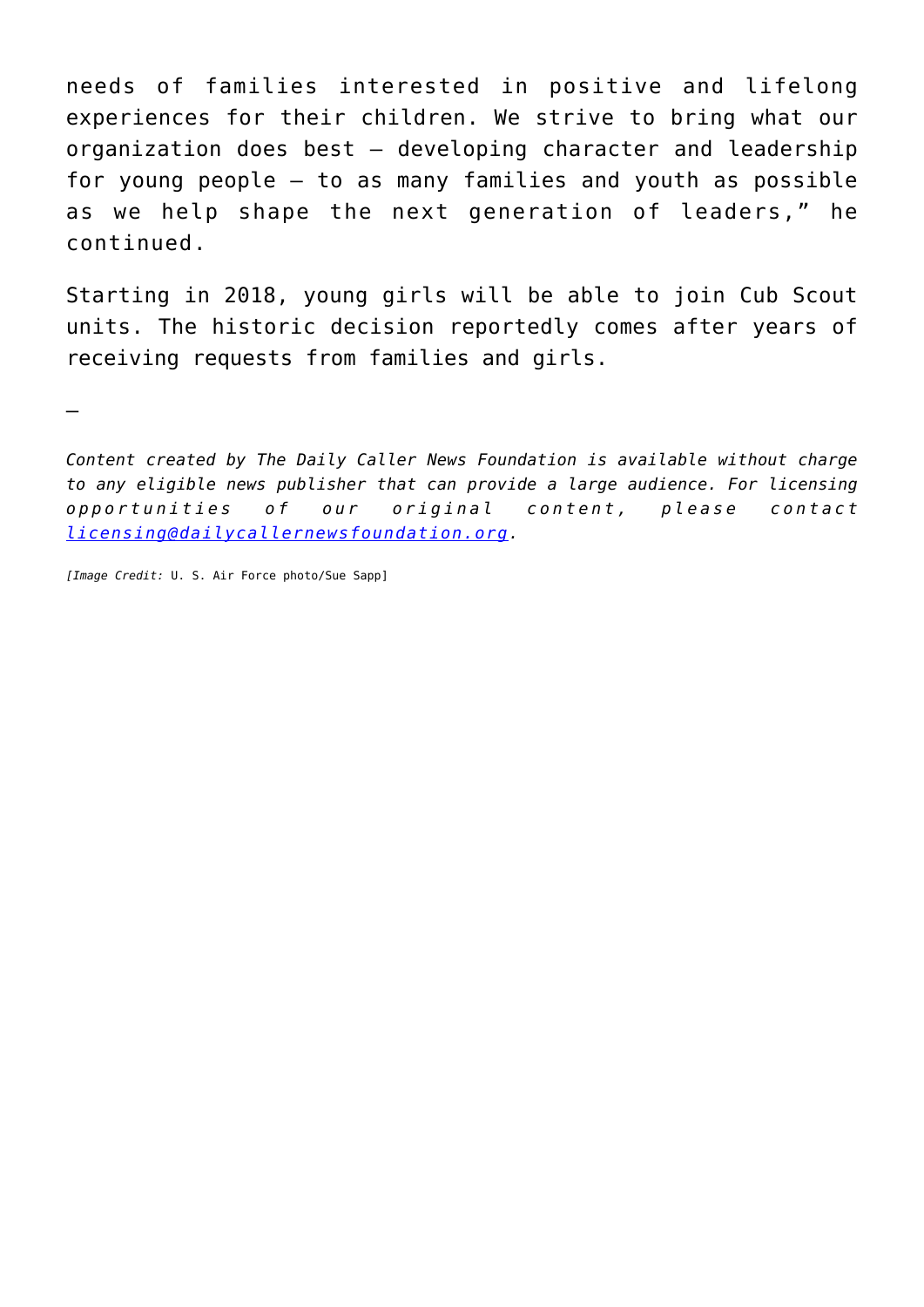needs of families interested in positive and lifelong experiences for their children. We strive to bring what our organization does best – developing character and leadership for young people – to as many families and youth as possible as we help shape the next generation of leaders," he continued.

Starting in 2018, young girls will be able to join Cub Scout units. The historic decision reportedly comes after years of receiving requests from families and girls.

—

*Content created by The Daily Caller News Foundation is available without charge to any eligible news publisher that can provide a large audience. For licensing opportunities of our original content, please contact [licensing@dailycallernewsfoundation.org](mailto:licensing@dailycallernewsfoundation.org).*

[*Image Credit:* U. S. Air Force photo/Sue Sapp]